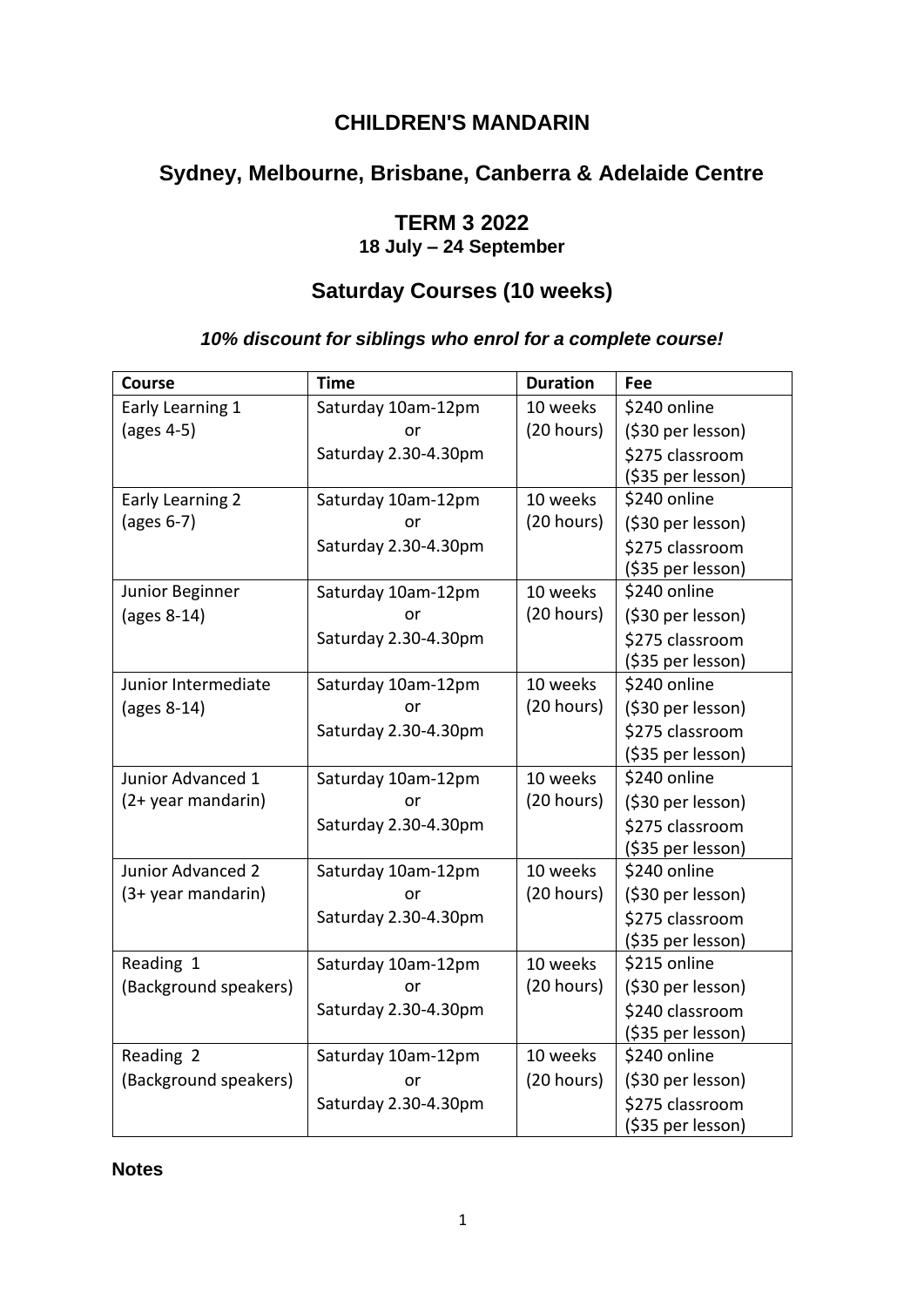# CHILDREN'S MANDARIN

## Sydney, Melbourne, Brisbane, Canberra & Adelaide Centre

## TERM 3 2022

**18 July – 24 September**

## Saturday Courses (10 weeks)

***10% discount for siblings who enrol for a complete course!***

| Course | Time | Duration | Fee |
|---|---|---|---|
| Early Learning 1 (ages 4-5) | Saturday 10am-12pm or Saturday 2.30-4.30pm | 10 weeks (20 hours) | $240 online ($30 per lesson) $275 classroom ($35 per lesson) |
| Early Learning 2 (ages 6-7) | Saturday 10am-12pm or Saturday 2.30-4.30pm | 10 weeks (20 hours) | $240 online ($30 per lesson) $275 classroom ($35 per lesson) |
| Junior Beginner (ages 8-14) | Saturday 10am-12pm or Saturday 2.30-4.30pm | 10 weeks (20 hours) | $240 online ($30 per lesson) $275 classroom ($35 per lesson) |
| Junior Intermediate (ages 8-14) | Saturday 10am-12pm or Saturday 2.30-4.30pm | 10 weeks (20 hours) | $240 online ($30 per lesson) $275 classroom ($35 per lesson) |
| Junior Advanced 1 (2+ year mandarin) | Saturday 10am-12pm or Saturday 2.30-4.30pm | 10 weeks (20 hours) | $240 online ($30 per lesson) $275 classroom ($35 per lesson) |
| Junior Advanced 2 (3+ year mandarin) | Saturday 10am-12pm or Saturday 2.30-4.30pm | 10 weeks (20 hours) | $240 online ($30 per lesson) $275 classroom ($35 per lesson) |
| Reading 1 (Background speakers) | Saturday 10am-12pm or Saturday 2.30-4.30pm | 10 weeks (20 hours) | $215 online ($30 per lesson) $240 classroom ($35 per lesson) |
| Reading 2 (Background speakers) | Saturday 10am-12pm or Saturday 2.30-4.30pm | 10 weeks (20 hours) | $240 online ($30 per lesson) $275 classroom ($35 per lesson) |

**Notes**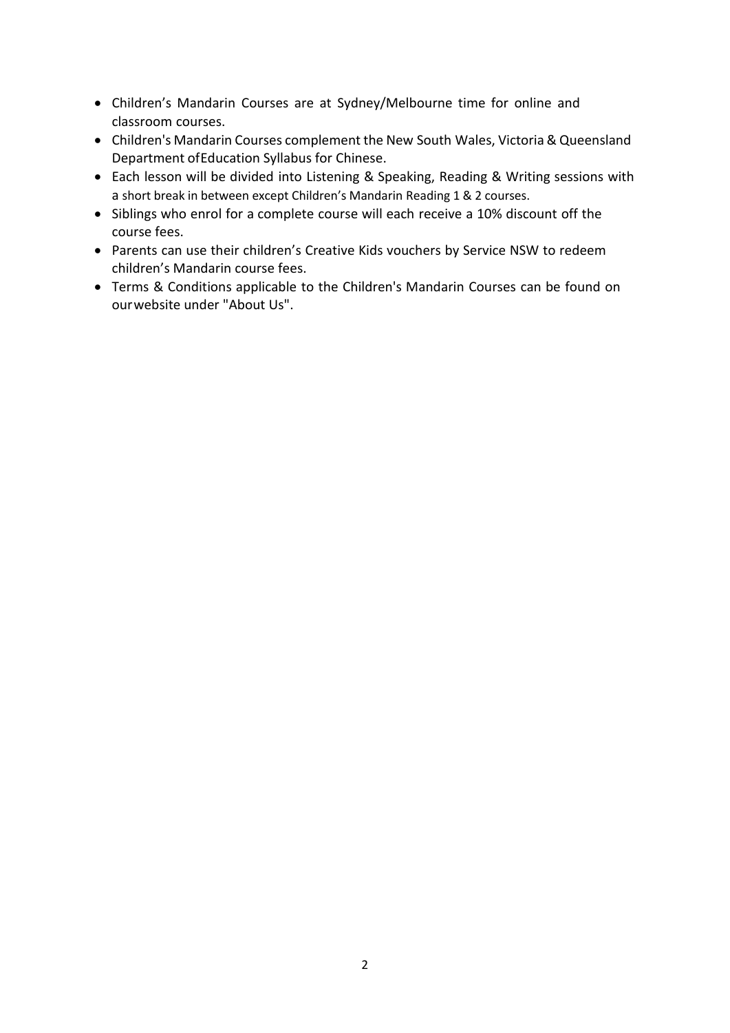- Children's Mandarin Courses are at Sydney/Melbourne time for online and classroom courses.
- Children's Mandarin Courses complement the New South Wales, Victoria & Queensland Department of Education Syllabus for Chinese.
- Each lesson will be divided into Listening & Speaking, Reading & Writing sessions with a short break in between except Children's Mandarin Reading 1 & 2 courses.
- Siblings who enrol for a complete course will each receive a 10% discount off the course fees.
- Parents can use their children's Creative Kids vouchers by Service NSW to redeem children's Mandarin course fees.
- Terms & Conditions applicable to the Children's Mandarin Courses can be found on our website under "About Us".